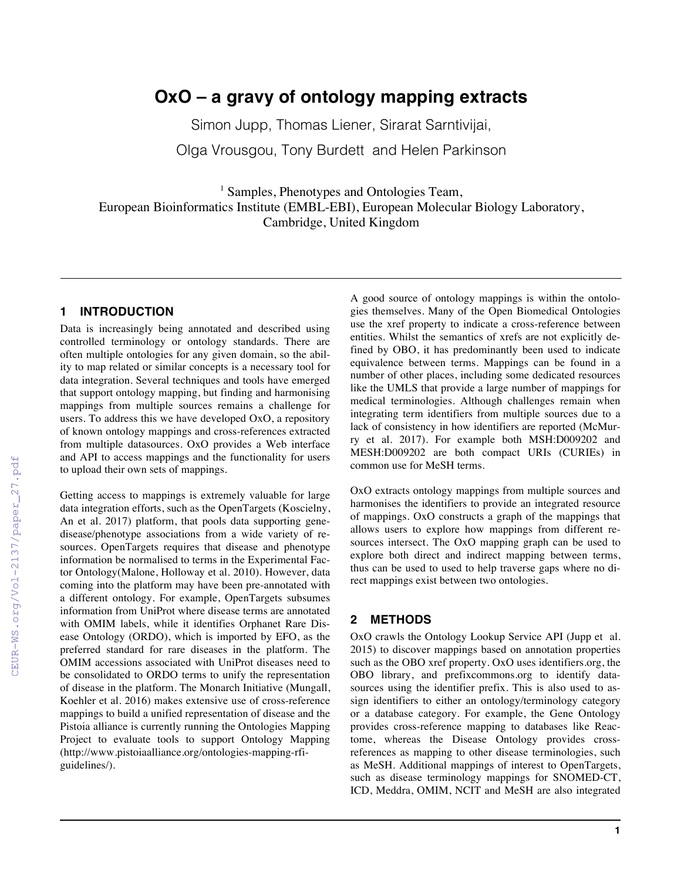# OxO – a gravy of ontology mapping extracts

Simon Jupp, Thomas Liener, Sirarat Sarntivijai,

Olga Vrousgou, Tony Burdett and Helen Parkinson

[1] Samples, Phenotypes and Ontologies Team,
European Bioinformatics Institute (EMBL-EBI), European Molecular Biology Laboratory,
Cambridge, United Kingdom

## 1 INTRODUCTION

Data is increasingly being annotated and described using controlled terminology or ontology standards. There are often multiple ontologies for any given domain, so the ability to map related or similar concepts is a necessary tool for data integration. Several techniques and tools have emerged that support ontology mapping, but finding and harmonising mappings from multiple sources remains a challenge for users. To address this we have developed OxO, a repository of known ontology mappings and cross-references extracted from multiple datasources. OxO provides a Web interface and API to access mappings and the functionality for users to upload their own sets of mappings.

Getting access to mappings is extremely valuable for large data integration efforts, such as the OpenTargets (Koscielny, An et al. 2017) platform, that pools data supporting gene-disease/phenotype associations from a wide variety of resources. OpenTargets requires that disease and phenotype information be normalised to terms in the Experimental Factor Ontology(Malone, Holloway et al. 2010). However, data coming into the platform may have been pre-annotated with a different ontology. For example, OpenTargets subsumes information from UniProt where disease terms are annotated with OMIM labels, while it identifies Orphanet Rare Disease Ontology (ORDO), which is imported by EFO, as the preferred standard for rare diseases in the platform. The OMIM accessions associated with UniProt diseases need to be consolidated to ORDO terms to unify the representation of disease in the platform. The Monarch Initiative (Mungall, Koehler et al. 2016) makes extensive use of cross-reference mappings to build a unified representation of disease and the Pistoia alliance is currently running the Ontologies Mapping Project to evaluate tools to support Ontology Mapping (http://www.pistoiaalliance.org/ontologies-mapping-rfi-guidelines/).

A good source of ontology mappings is within the ontologies themselves. Many of the Open Biomedical Ontologies use the xref property to indicate a cross-reference between entities. Whilst the semantics of xrefs are not explicitly defined by OBO, it has predominantly been used to indicate equivalence between terms. Mappings can be found in a number of other places, including some dedicated resources like the UMLS that provide a large number of mappings for medical terminologies. Although challenges remain when integrating term identifiers from multiple sources due to a lack of consistency in how identifiers are reported (McMurry et al. 2017). For example both MSH:D009202 and MESH:D009202 are both compact URIs (CURIEs) in common use for MeSH terms.

OxO extracts ontology mappings from multiple sources and harmonises the identifiers to provide an integrated resource of mappings. OxO constructs a graph of the mappings that allows users to explore how mappings from different resources intersect. The OxO mapping graph can be used to explore both direct and indirect mapping between terms, thus can be used to used to help traverse gaps where no direct mappings exist between two ontologies.

## 2 METHODS

OxO crawls the Ontology Lookup Service API (Jupp et al. 2015) to discover mappings based on annotation properties such as the OBO xref property. OxO uses identifiers.org, the OBO library, and prefixcommons.org to identify datasources using the identifier prefix. This is also used to assign identifiers to either an ontology/terminology category or a database category. For example, the Gene Ontology provides cross-reference mapping to databases like Reactome, whereas the Disease Ontology provides cross-references as mapping to other disease terminologies, such as MeSH. Additional mappings of interest to OpenTargets, such as disease terminology mappings for SNOMED-CT, ICD, Meddra, OMIM, NCIT and MeSH are also integrated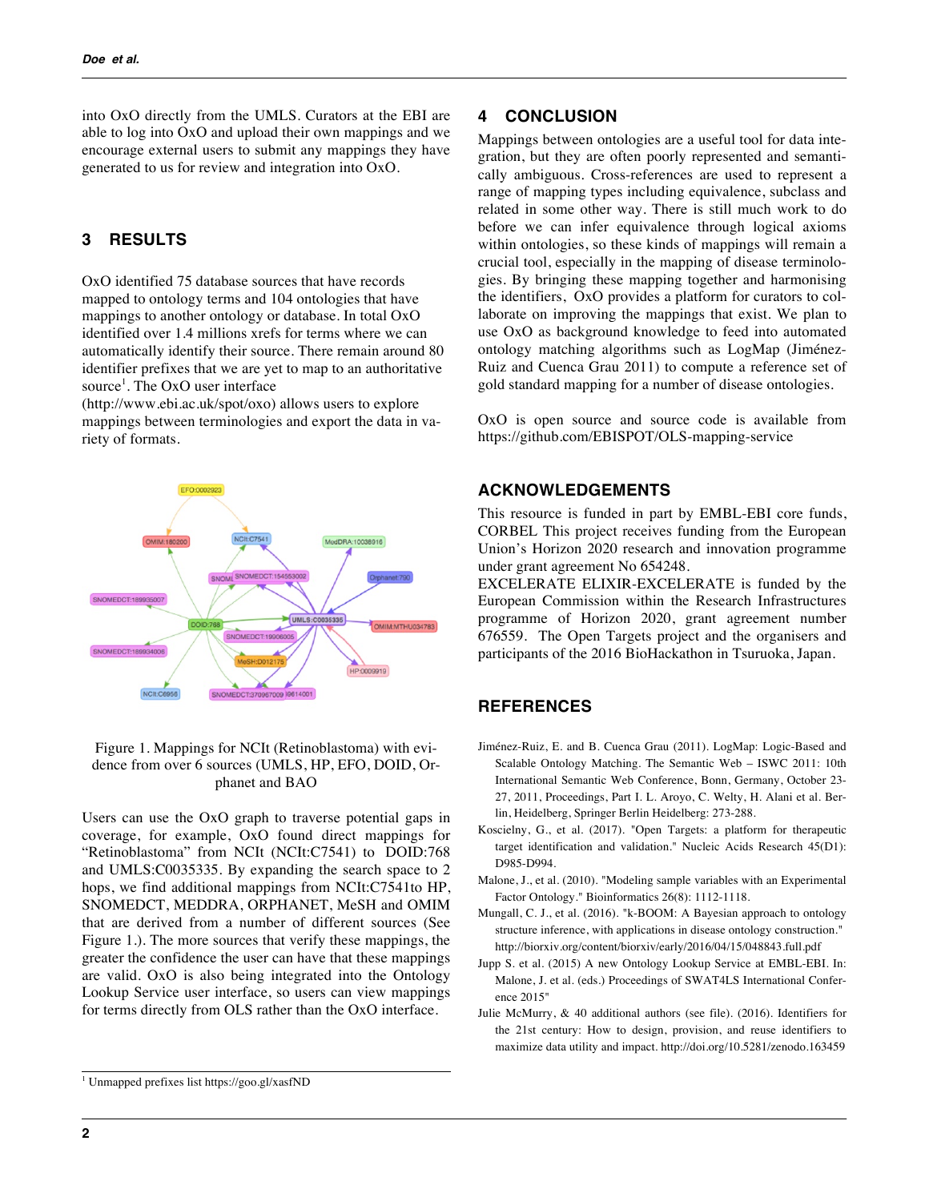into OxO directly from the UMLS. Curators at the EBI are able to log into OxO and upload their own mappings and we encourage external users to submit any mappings they have generated to us for review and integration into OxO.

## 3 RESULTS

OxO identified 75 database sources that have records mapped to ontology terms and 104 ontologies that have mappings to another ontology or database. In total OxO identified over 1.4 millions xrefs for terms where we can automatically identify their source. There remain around 80 identifier prefixes that we are yet to map to an authoritative source[1]. The OxO user interface (http://www.ebi.ac.uk/spot/oxo) allows users to explore mappings between terminologies and export the data in variety of formats.

EFO:0002923
OMIM:180200
NCIt:C7541
MedDRA:10038916
SNOMEDCT:154553002
Orphanet:790
SNOMEDCT:189935007
DOID:768
UMLS:C0035335
OMIM:MTHU034783
SNOMEDCT:19906005
MeSH:D012175
HP:0009919
SNOMEDCT:189934006
NCIt:C6956
SNOMEDCT:370967009
9614001

Figure 1. Mappings for NCIt (Retinoblastoma) with evidence from over 6 sources (UMLS, HP, EFO, DOID, Orphanet and BAO

Users can use the OxO graph to traverse potential gaps in coverage, for example, OxO found direct mappings for "Retinoblastoma" from NCIt (NCIt:C7541) to DOID:768 and UMLS:C0035335. By expanding the search space to 2 hops, we find additional mappings from NCIt:C7541to HP, SNOMEDCT, MEDDRA, ORPHANET, MeSH and OMIM that are derived from a number of different sources (See Figure 1.). The more sources that verify these mappings, the greater the confidence the user can have that these mappings are valid. OxO is also being integrated into the Ontology Lookup Service user interface, so users can view mappings for terms directly from OLS rather than the OxO interface.

[1] Unmapped prefixes list https://goo.gl/xasfND

## 4 CONCLUSION

Mappings between ontologies are a useful tool for data integration, but they are often poorly represented and semantically ambiguous. Cross-references are used to represent a range of mapping types including equivalence, subclass and related in some other way. There is still much work to do before we can infer equivalence through logical axioms within ontologies, so these kinds of mappings will remain a crucial tool, especially in the mapping of disease terminologies. By bringing these mapping together and harmonising the identifiers, OxO provides a platform for curators to collaborate on improving the mappings that exist. We plan to use OxO as background knowledge to feed into automated ontology matching algorithms such as LogMap (Jiménez-Ruiz and Cuenca Grau 2011) to compute a reference set of gold standard mapping for a number of disease ontologies.

OxO is open source and source code is available from https://github.com/EBISPOT/OLS-mapping-service

## ACKNOWLEDGEMENTS

This resource is funded in part by EMBL-EBI core funds, CORBEL This project receives funding from the European Union's Horizon 2020 research and innovation programme under grant agreement No 654248.
EXCELERATE ELIXIR-EXCELERATE is funded by the European Commission within the Research Infrastructures programme of Horizon 2020, grant agreement number 676559. The Open Targets project and the organisers and participants of the 2016 BioHackathon in Tsuruoka, Japan.

## REFERENCES

Jiménez-Ruiz, E. and B. Cuenca Grau (2011). LogMap: Logic-Based and Scalable Ontology Matching. The Semantic Web – ISWC 2011: 10th International Semantic Web Conference, Bonn, Germany, October 23-27, 2011, Proceedings, Part I. L. Aroyo, C. Welty, H. Alani et al. Berlin, Heidelberg, Springer Berlin Heidelberg: 273-288.

Koscielny, G., et al. (2017). "Open Targets: a platform for therapeutic target identification and validation." Nucleic Acids Research 45(D1): D985-D994.

Malone, J., et al. (2010). "Modeling sample variables with an Experimental Factor Ontology." Bioinformatics 26(8): 1112-1118.

Mungall, C. J., et al. (2016). "k-BOOM: A Bayesian approach to ontology structure inference, with applications in disease ontology construction." http://biorxiv.org/content/biorxiv/early/2016/04/15/048843.full.pdf

Jupp S. et al. (2015) A new Ontology Lookup Service at EMBL-EBI. In: Malone, J. et al. (eds.) Proceedings of SWAT4LS International Conference 2015"

Julie McMurry, & 40 additional authors (see file). (2016). Identifiers for the 21st century: How to design, provision, and reuse identifiers to maximize data utility and impact. http://doi.org/10.5281/zenodo.163459